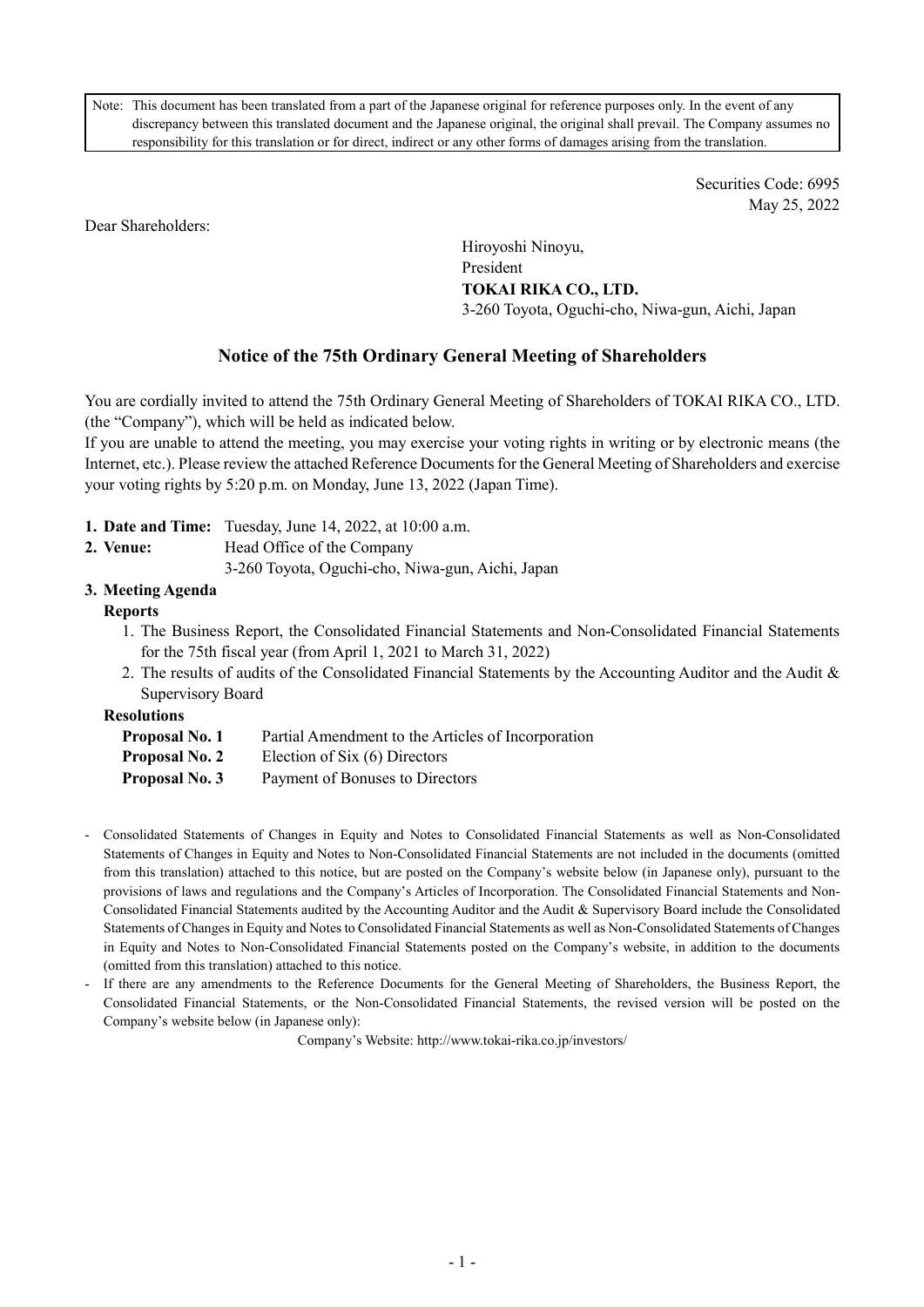Note: This document has been translated from a part of the Japanese original for reference purposes only. In the event of any discrepancy between this translated document and the Japanese original, the original shall prevail. The Company assumes no responsibility for this translation or for direct, indirect or any other forms of damages arising from the translation.

Securities Code: 6995
May 25, 2022

Dear Shareholders:

Hiroyoshi Ninoyu,
President
**TOKAI RIKA CO., LTD.**
3-260 Toyota, Oguchi-cho, Niwa-gun, Aichi, Japan

## Notice of the 75th Ordinary General Meeting of Shareholders

You are cordially invited to attend the 75th Ordinary General Meeting of Shareholders of TOKAI RIKA CO., LTD. (the "Company"), which will be held as indicated below.

If you are unable to attend the meeting, you may exercise your voting rights in writing or by electronic means (the Internet, etc.). Please review the attached Reference Documents for the General Meeting of Shareholders and exercise your voting rights by 5:20 p.m. on Monday, June 13, 2022 (Japan Time).

**1. Date and Time:** Tuesday, June 14, 2022, at 10:00 a.m.

**2. Venue:** Head Office of the Company
3-260 Toyota, Oguchi-cho, Niwa-gun, Aichi, Japan

**3. Meeting Agenda**

**Reports**

1. The Business Report, the Consolidated Financial Statements and Non-Consolidated Financial Statements for the 75th fiscal year (from April 1, 2021 to March 31, 2022)
2. The results of audits of the Consolidated Financial Statements by the Accounting Auditor and the Audit & Supervisory Board

**Resolutions**

**Proposal No. 1** Partial Amendment to the Articles of Incorporation
**Proposal No. 2** Election of Six (6) Directors
**Proposal No. 3** Payment of Bonuses to Directors

- Consolidated Statements of Changes in Equity and Notes to Consolidated Financial Statements as well as Non-Consolidated Statements of Changes in Equity and Notes to Non-Consolidated Financial Statements are not included in the documents (omitted from this translation) attached to this notice, but are posted on the Company's website below (in Japanese only), pursuant to the provisions of laws and regulations and the Company's Articles of Incorporation. The Consolidated Financial Statements and Non-Consolidated Financial Statements audited by the Accounting Auditor and the Audit & Supervisory Board include the Consolidated Statements of Changes in Equity and Notes to Consolidated Financial Statements as well as Non-Consolidated Statements of Changes in Equity and Notes to Non-Consolidated Financial Statements posted on the Company's website, in addition to the documents (omitted from this translation) attached to this notice.
- If there are any amendments to the Reference Documents for the General Meeting of Shareholders, the Business Report, the Consolidated Financial Statements, or the Non-Consolidated Financial Statements, the revised version will be posted on the Company's website below (in Japanese only):

Company's Website: http://www.tokai-rika.co.jp/investors/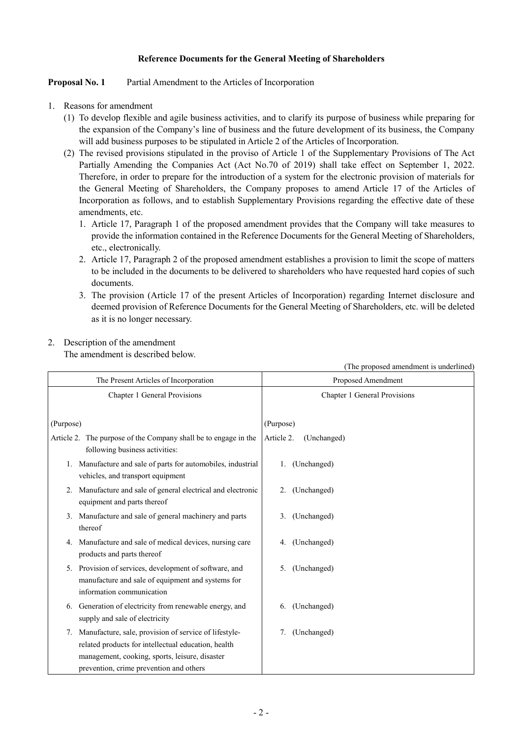**Reference Documents for the General Meeting of Shareholders**

**Proposal No. 1** Partial Amendment to the Articles of Incorporation

1. Reasons for amendment
   (1) To develop flexible and agile business activities, and to clarify its purpose of business while preparing for the expansion of the Company's line of business and the future development of its business, the Company will add business purposes to be stipulated in Article 2 of the Articles of Incorporation.
   (2) The revised provisions stipulated in the proviso of Article 1 of the Supplementary Provisions of The Act Partially Amending the Companies Act (Act No.70 of 2019) shall take effect on September 1, 2022. Therefore, in order to prepare for the introduction of a system for the electronic provision of materials for the General Meeting of Shareholders, the Company proposes to amend Article 17 of the Articles of Incorporation as follows, and to establish Supplementary Provisions regarding the effective date of these amendments, etc.
      1. Article 17, Paragraph 1 of the proposed amendment provides that the Company will take measures to provide the information contained in the Reference Documents for the General Meeting of Shareholders, etc., electronically.
      2. Article 17, Paragraph 2 of the proposed amendment establishes a provision to limit the scope of matters to be included in the documents to be delivered to shareholders who have requested hard copies of such documents.
      3. The provision (Article 17 of the present Articles of Incorporation) regarding Internet disclosure and deemed provision of Reference Documents for the General Meeting of Shareholders, etc. will be deleted as it is no longer necessary.

2. Description of the amendment
   The amendment is described below.

(The proposed amendment is underlined)

| The Present Articles of Incorporation | Proposed Amendment |
|---|---|
| Chapter 1 General Provisions | Chapter 1 General Provisions |
| (Purpose) | (Purpose) |
| Article 2. The purpose of the Company shall be to engage in the following business activities: | Article 2. (Unchanged) |
| 1. Manufacture and sale of parts for automobiles, industrial vehicles, and transport equipment | 1. (Unchanged) |
| 2. Manufacture and sale of general electrical and electronic equipment and parts thereof | 2. (Unchanged) |
| 3. Manufacture and sale of general machinery and parts thereof | 3. (Unchanged) |
| 4. Manufacture and sale of medical devices, nursing care products and parts thereof | 4. (Unchanged) |
| 5. Provision of services, development of software, and manufacture and sale of equipment and systems for information communication | 5. (Unchanged) |
| 6. Generation of electricity from renewable energy, and supply and sale of electricity | 6. (Unchanged) |
| 7. Manufacture, sale, provision of service of lifestyle-related products for intellectual education, health management, cooking, sports, leisure, disaster prevention, crime prevention and others | 7. (Unchanged) |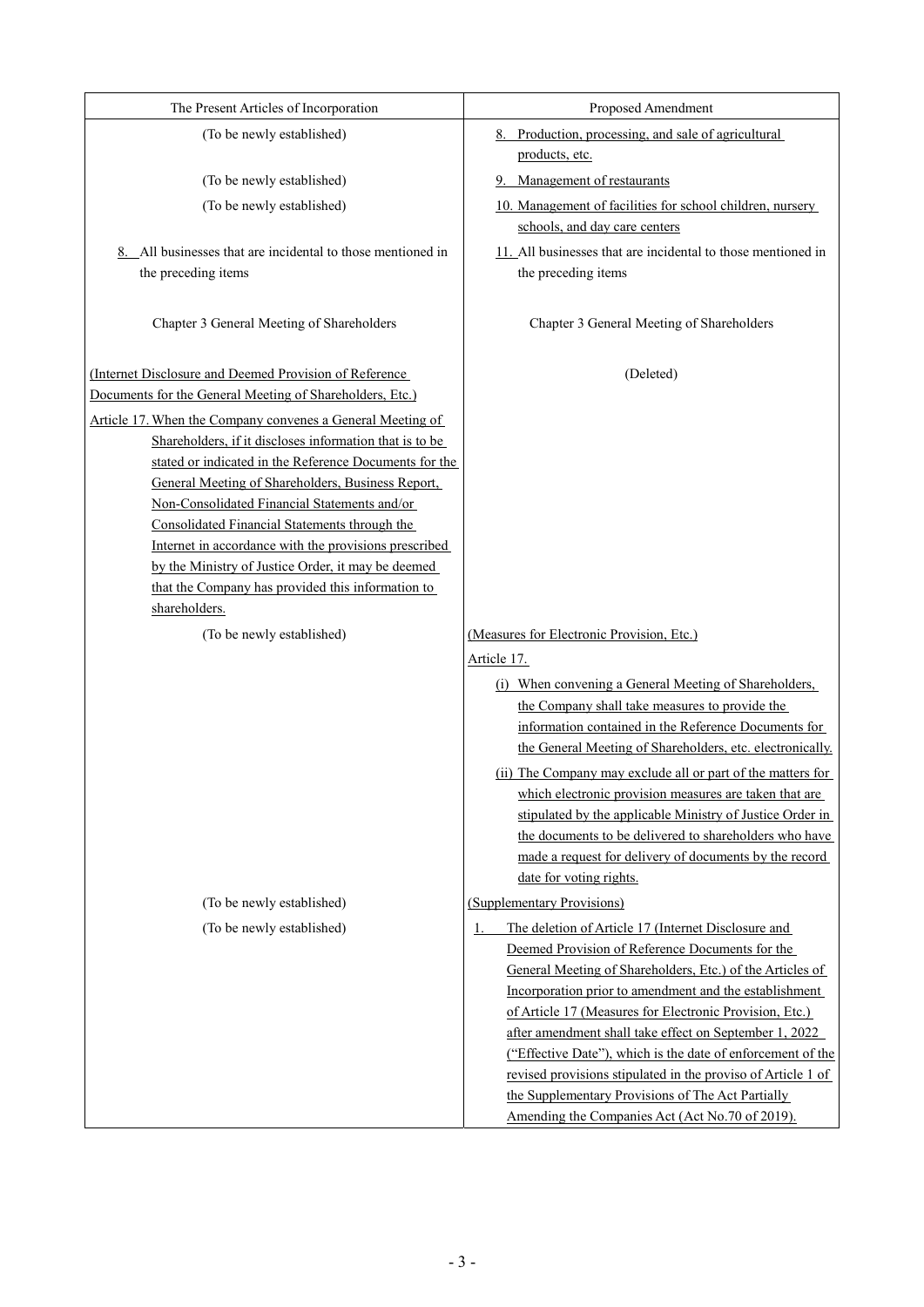| The Present Articles of Incorporation | Proposed Amendment |
|---|---|
| (To be newly established) | 8. Production, processing, and sale of agricultural products, etc. |
| (To be newly established) | 9. Management of restaurants |
| (To be newly established) | 10. Management of facilities for school children, nursery schools, and day care centers |
| 8. All businesses that are incidental to those mentioned in the preceding items | 11. All businesses that are incidental to those mentioned in the preceding items |
| Chapter 3 General Meeting of Shareholders | Chapter 3 General Meeting of Shareholders |
| (Internet Disclosure and Deemed Provision of Reference Documents for the General Meeting of Shareholders, Etc.)<br>Article 17. When the Company convenes a General Meeting of Shareholders, if it discloses information that is to be stated or indicated in the Reference Documents for the General Meeting of Shareholders, Business Report, Non-Consolidated Financial Statements and/or Consolidated Financial Statements through the Internet in accordance with the provisions prescribed by the Ministry of Justice Order, it may be deemed that the Company has provided this information to shareholders. | (Deleted) |
| (To be newly established) | (Measures for Electronic Provision, Etc.)<br>Article 17.<br>(i) When convening a General Meeting of Shareholders, the Company shall take measures to provide the information contained in the Reference Documents for the General Meeting of Shareholders, etc. electronically.<br>(ii) The Company may exclude all or part of the matters for which electronic provision measures are taken that are stipulated by the applicable Ministry of Justice Order in the documents to be delivered to shareholders who have made a request for delivery of documents by the record date for voting rights. |
| (To be newly established) | (Supplementary Provisions) |
| (To be newly established) | 1. The deletion of Article 17 (Internet Disclosure and Deemed Provision of Reference Documents for the General Meeting of Shareholders, Etc.) of the Articles of Incorporation prior to amendment and the establishment of Article 17 (Measures for Electronic Provision, Etc.) after amendment shall take effect on September 1, 2022 ("Effective Date"), which is the date of enforcement of the revised provisions stipulated in the proviso of Article 1 of the Supplementary Provisions of The Act Partially Amending the Companies Act (Act No.70 of 2019). |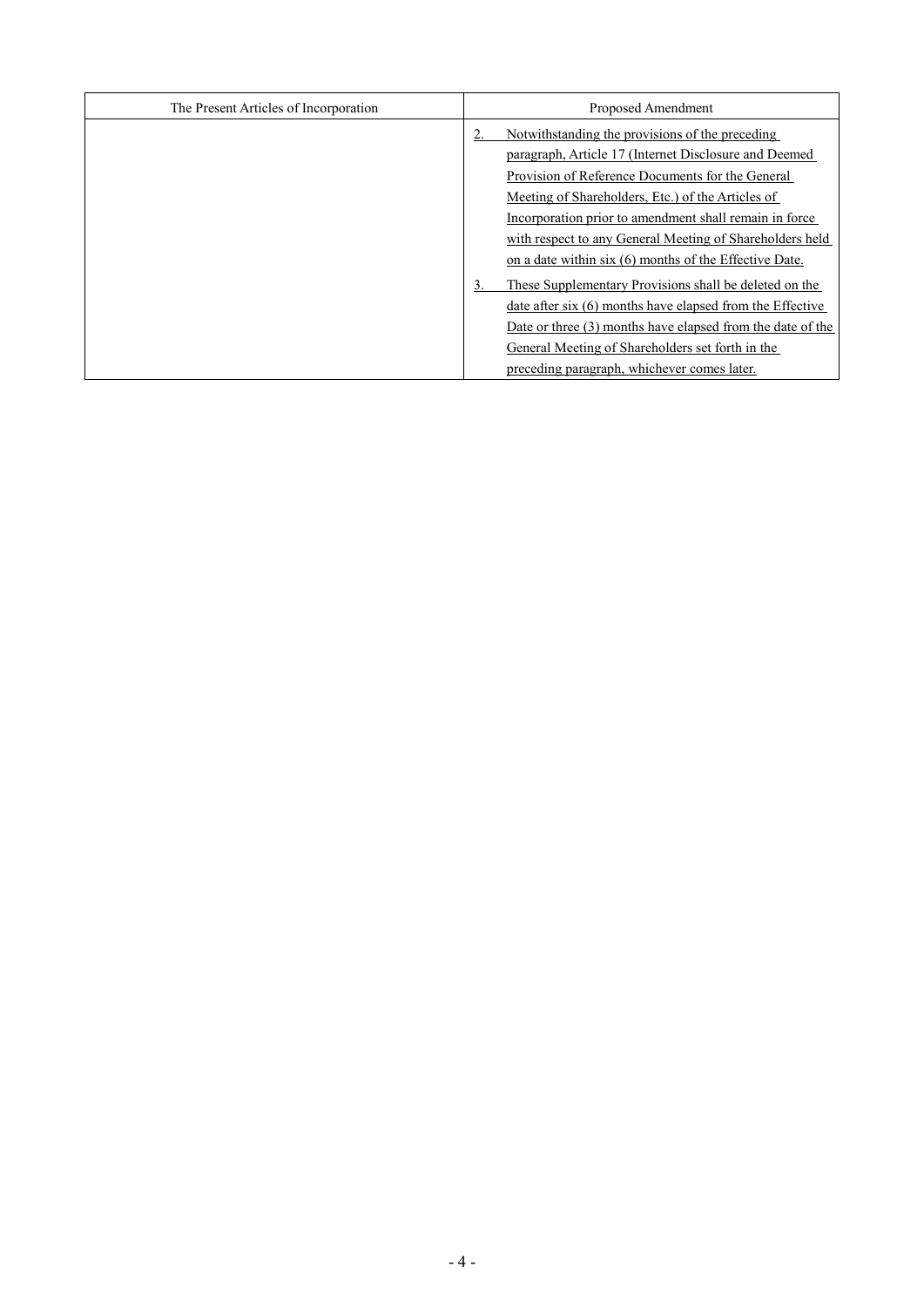| The Present Articles of Incorporation | Proposed Amendment |
| --- | --- |
| | 2. Notwithstanding the provisions of the preceding paragraph, Article 17 (Internet Disclosure and Deemed Provision of Reference Documents for the General Meeting of Shareholders, Etc.) of the Articles of Incorporation prior to amendment shall remain in force with respect to any General Meeting of Shareholders held on a date within six (6) months of the Effective Date.<br>3. These Supplementary Provisions shall be deleted on the date after six (6) months have elapsed from the Effective Date or three (3) months have elapsed from the date of the General Meeting of Shareholders set forth in the preceding paragraph, whichever comes later. |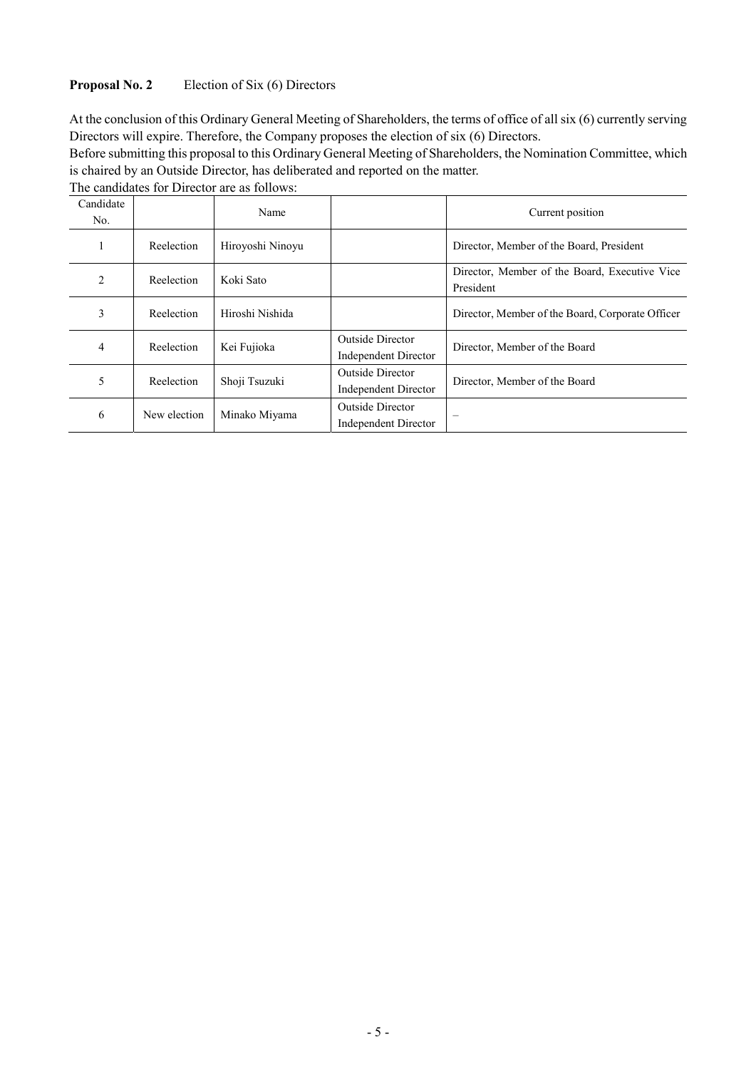**Proposal No. 2** Election of Six (6) Directors

At the conclusion of this Ordinary General Meeting of Shareholders, the terms of office of all six (6) currently serving Directors will expire. Therefore, the Company proposes the election of six (6) Directors.

Before submitting this proposal to this Ordinary General Meeting of Shareholders, the Nomination Committee, which is chaired by an Outside Director, has deliberated and reported on the matter.

The candidates for Director are as follows:

| Candidate No. | | Name | | Current position |
|---|---|---|---|---|
| 1 | Reelection | Hiroyoshi Ninoyu | | Director, Member of the Board, President |
| 2 | Reelection | Koki Sato | | Director, Member of the Board, Executive Vice President |
| 3 | Reelection | Hiroshi Nishida | | Director, Member of the Board, Corporate Officer |
| 4 | Reelection | Kei Fujioka | Outside Director<br>Independent Director | Director, Member of the Board |
| 5 | Reelection | Shoji Tsuzuki | Outside Director<br>Independent Director | Director, Member of the Board |
| 6 | New election | Minako Miyama | Outside Director<br>Independent Director | – |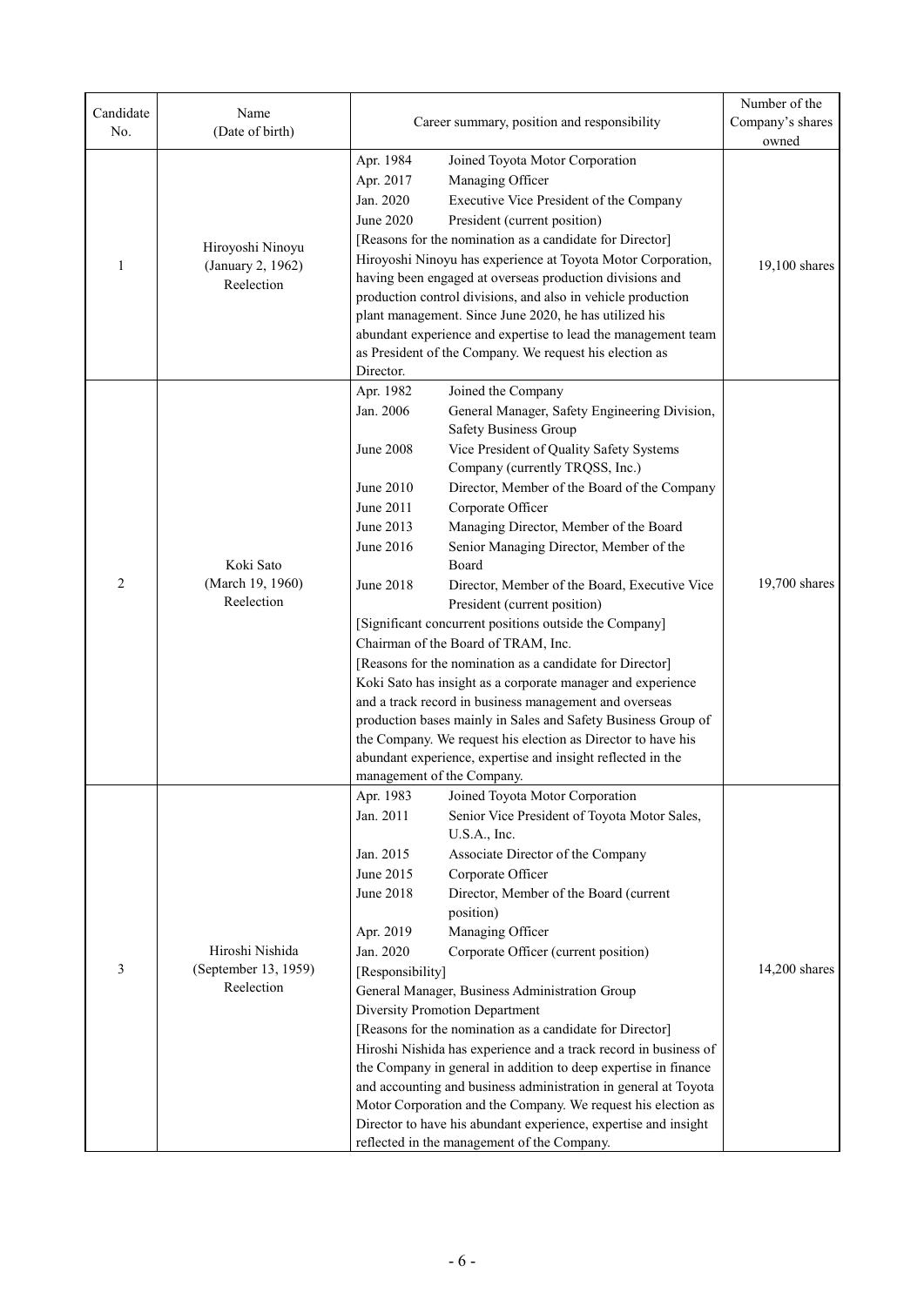| Candidate No. | Name (Date of birth) | Career summary, position and responsibility | Number of the Company's shares owned |
|---|---|---|---|
| 1 | Hiroyoshi Ninoyu (January 2, 1962) Reelection | Apr. 1984 Joined Toyota Motor Corporation<br>Apr. 2017 Managing Officer<br>Jan. 2020 Executive Vice President of the Company<br>June 2020 President (current position)<br>[Reasons for the nomination as a candidate for Director]<br>Hiroyoshi Ninoyu has experience at Toyota Motor Corporation, having been engaged at overseas production divisions and production control divisions, and also in vehicle production plant management. Since June 2020, he has utilized his abundant experience and expertise to lead the management team as President of the Company. We request his election as Director. | 19,100 shares |
| 2 | Koki Sato (March 19, 1960) Reelection | Apr. 1982 Joined the Company<br>Jan. 2006 General Manager, Safety Engineering Division, Safety Business Group<br>June 2008 Vice President of Quality Safety Systems Company (currently TRQSS, Inc.)<br>June 2010 Director, Member of the Board of the Company<br>June 2011 Corporate Officer<br>June 2013 Managing Director, Member of the Board<br>June 2016 Senior Managing Director, Member of the Board<br>June 2018 Director, Member of the Board, Executive Vice President (current position)<br>[Significant concurrent positions outside the Company]<br>Chairman of the Board of TRAM, Inc.<br>[Reasons for the nomination as a candidate for Director]<br>Koki Sato has insight as a corporate manager and experience and a track record in business management and overseas production bases mainly in Sales and Safety Business Group of the Company. We request his election as Director to have his abundant experience, expertise and insight reflected in the management of the Company. | 19,700 shares |
| 3 | Hiroshi Nishida (September 13, 1959) Reelection | Apr. 1983 Joined Toyota Motor Corporation<br>Jan. 2011 Senior Vice President of Toyota Motor Sales, U.S.A., Inc.<br>Jan. 2015 Associate Director of the Company<br>June 2015 Corporate Officer<br>June 2018 Director, Member of the Board (current position)<br>Apr. 2019 Managing Officer<br>Jan. 2020 Corporate Officer (current position)<br>[Responsibility]<br>General Manager, Business Administration Group<br>Diversity Promotion Department<br>[Reasons for the nomination as a candidate for Director]<br>Hiroshi Nishida has experience and a track record in business of the Company in general in addition to deep expertise in finance and accounting and business administration in general at Toyota Motor Corporation and the Company. We request his election as Director to have his abundant experience, expertise and insight reflected in the management of the Company. | 14,200 shares |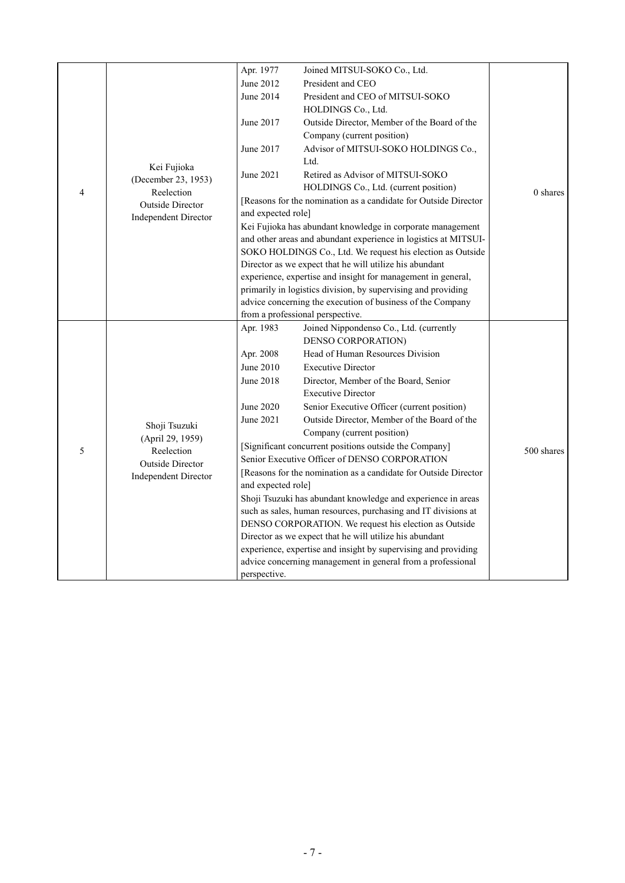| 4 | Kei Fujioka<br>(December 23, 1953)<br>Reelection<br>Outside Director<br>Independent Director | Apr. 1977 Joined MITSUI-SOKO Co., Ltd.<br>June 2012 President and CEO<br>June 2014 President and CEO of MITSUI-SOKO HOLDINGS Co., Ltd.<br>June 2017 Outside Director, Member of the Board of the Company (current position)<br>June 2017 Advisor of MITSUI-SOKO HOLDINGS Co., Ltd.<br>June 2021 Retired as Advisor of MITSUI-SOKO HOLDINGS Co., Ltd. (current position)<br>[Reasons for the nomination as a candidate for Outside Director and expected role]<br>Kei Fujioka has abundant knowledge in corporate management and other areas and abundant experience in logistics at MITSUI-SOKO HOLDINGS Co., Ltd. We request his election as Outside Director as we expect that he will utilize his abundant experience, expertise and insight for management in general, primarily in logistics division, by supervising and providing advice concerning the execution of business of the Company from a professional perspective. | 0 shares |
|---|---|---|---|
| 5 | Shoji Tsuzuki<br>(April 29, 1959)<br>Reelection<br>Outside Director<br>Independent Director | Apr. 1983 Joined Nippondenso Co., Ltd. (currently DENSO CORPORATION)<br>Apr. 2008 Head of Human Resources Division<br>June 2010 Executive Director<br>June 2018 Director, Member of the Board, Senior Executive Director<br>June 2020 Senior Executive Officer (current position)<br>June 2021 Outside Director, Member of the Board of the Company (current position)<br>[Significant concurrent positions outside the Company]<br>Senior Executive Officer of DENSO CORPORATION<br>[Reasons for the nomination as a candidate for Outside Director and expected role]<br>Shoji Tsuzuki has abundant knowledge and experience in areas such as sales, human resources, purchasing and IT divisions at DENSO CORPORATION. We request his election as Outside Director as we expect that he will utilize his abundant experience, expertise and insight by supervising and providing advice concerning management in general from a professional perspective. | 500 shares |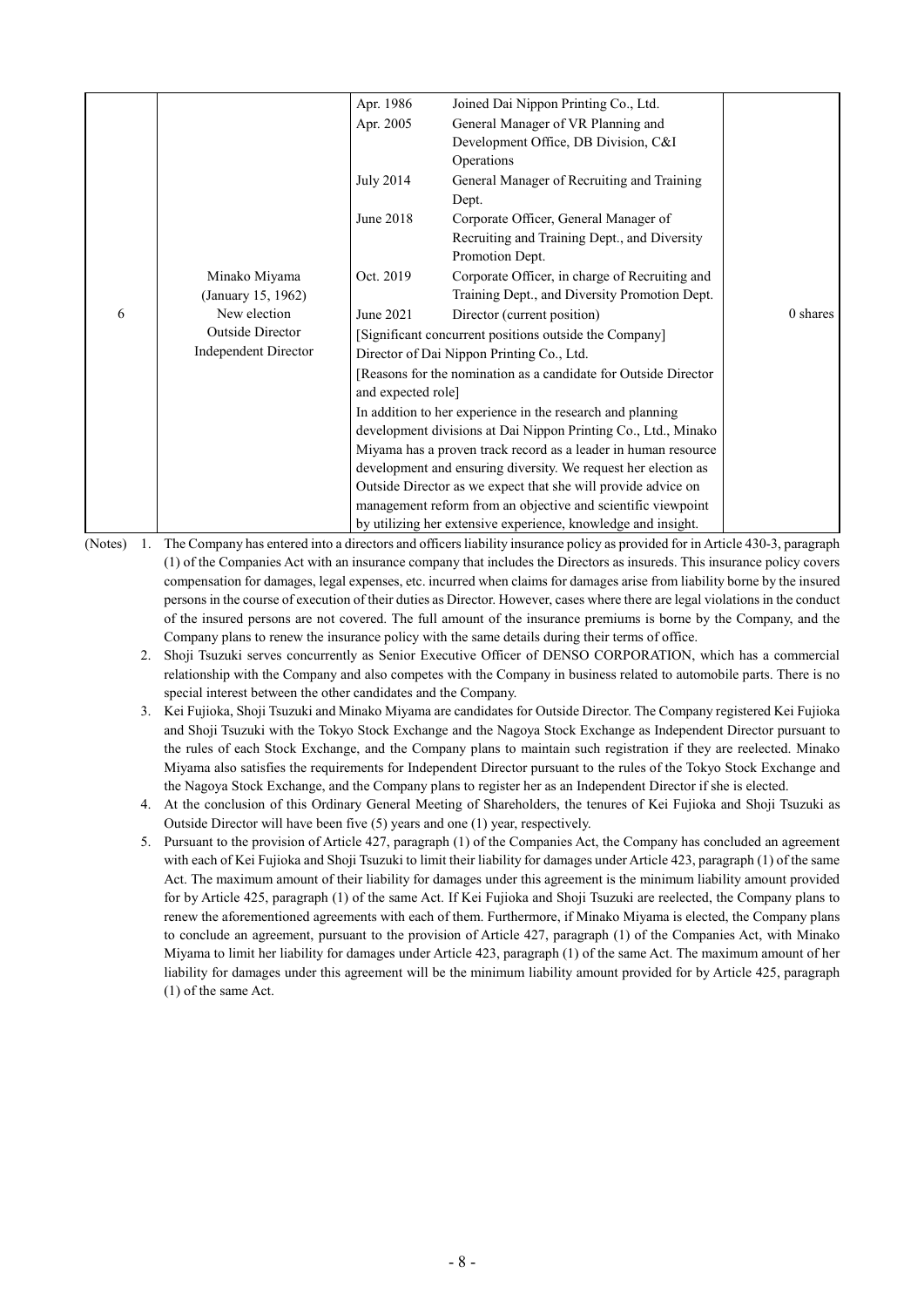| | | | |
|---|---|---|---|
| 6 | Minako Miyama<br>(January 15, 1962)<br>New election<br>Outside Director<br>Independent Director | Apr. 1986 Joined Dai Nippon Printing Co., Ltd.<br>Apr. 2005 General Manager of VR Planning and Development Office, DB Division, C&I Operations<br>July 2014 General Manager of Recruiting and Training Dept.<br>June 2018 Corporate Officer, General Manager of Recruiting and Training Dept., and Diversity Promotion Dept.<br>Oct. 2019 Corporate Officer, in charge of Recruiting and Training Dept., and Diversity Promotion Dept.<br>June 2021 Director (current position)<br>[Significant concurrent positions outside the Company]<br>Director of Dai Nippon Printing Co., Ltd.<br>[Reasons for the nomination as a candidate for Outside Director and expected role]<br>In addition to her experience in the research and planning development divisions at Dai Nippon Printing Co., Ltd., Minako Miyama has a proven track record as a leader in human resource development and ensuring diversity. We request her election as Outside Director as we expect that she will provide advice on management reform from an objective and scientific viewpoint by utilizing her extensive experience, knowledge and insight. | 0 shares |

(Notes)

1. The Company has entered into a directors and officers liability insurance policy as provided for in Article 430-3, paragraph (1) of the Companies Act with an insurance company that includes the Directors as insureds. This insurance policy covers compensation for damages, legal expenses, etc. incurred when claims for damages arise from liability borne by the insured persons in the course of execution of their duties as Director. However, cases where there are legal violations in the conduct of the insured persons are not covered. The full amount of the insurance premiums is borne by the Company, and the Company plans to renew the insurance policy with the same details during their terms of office.
2. Shoji Tsuzuki serves concurrently as Senior Executive Officer of DENSO CORPORATION, which has a commercial relationship with the Company and also competes with the Company in business related to automobile parts. There is no special interest between the other candidates and the Company.
3. Kei Fujioka, Shoji Tsuzuki and Minako Miyama are candidates for Outside Director. The Company registered Kei Fujioka and Shoji Tsuzuki with the Tokyo Stock Exchange and the Nagoya Stock Exchange as Independent Director pursuant to the rules of each Stock Exchange, and the Company plans to maintain such registration if they are reelected. Minako Miyama also satisfies the requirements for Independent Director pursuant to the rules of the Tokyo Stock Exchange and the Nagoya Stock Exchange, and the Company plans to register her as an Independent Director if she is elected.
4. At the conclusion of this Ordinary General Meeting of Shareholders, the tenures of Kei Fujioka and Shoji Tsuzuki as Outside Director will have been five (5) years and one (1) year, respectively.
5. Pursuant to the provision of Article 427, paragraph (1) of the Companies Act, the Company has concluded an agreement with each of Kei Fujioka and Shoji Tsuzuki to limit their liability for damages under Article 423, paragraph (1) of the same Act. The maximum amount of their liability for damages under this agreement is the minimum liability amount provided for by Article 425, paragraph (1) of the same Act. If Kei Fujioka and Shoji Tsuzuki are reelected, the Company plans to renew the aforementioned agreements with each of them. Furthermore, if Minako Miyama is elected, the Company plans to conclude an agreement, pursuant to the provision of Article 427, paragraph (1) of the Companies Act, with Minako Miyama to limit her liability for damages under Article 423, paragraph (1) of the same Act. The maximum amount of her liability for damages under this agreement will be the minimum liability amount provided for by Article 425, paragraph (1) of the same Act.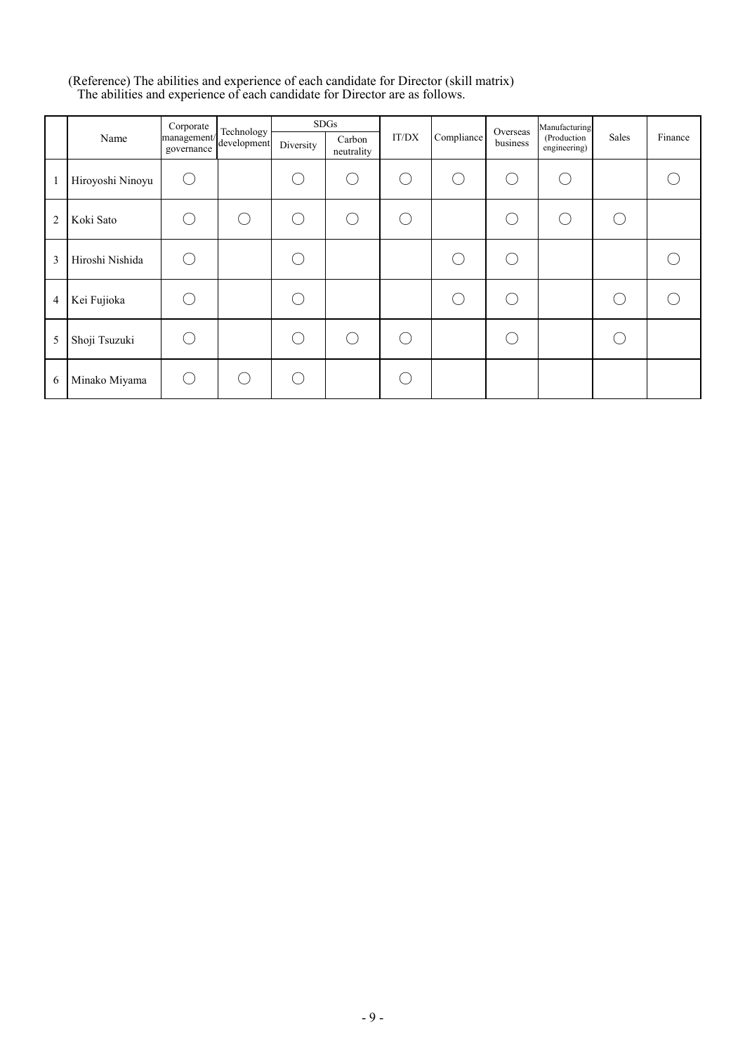(Reference) The abilities and experience of each candidate for Director (skill matrix)
The abilities and experience of each candidate for Director are as follows.

| | Name | Corporate management/ governance | Technology development | SDGs | | IT/DX | Compliance | Overseas business | Manufacturing (Production engineering) | Sales | Finance |
|---|---|---|---|---|---|---|---|---|---|---|---|
| | | | | Diversity | Carbon neutrality | | | | | | |
| 1 | Hiroyoshi Ninoyu | ○ | | ○ | ○ | ○ | ○ | ○ | ○ | | ○ |
| 2 | Koki Sato | ○ | ○ | ○ | ○ | ○ | | ○ | ○ | ○ | |
| 3 | Hiroshi Nishida | ○ | | ○ | | | ○ | ○ | | | ○ |
| 4 | Kei Fujioka | ○ | | ○ | | | ○ | ○ | | ○ | ○ |
| 5 | Shoji Tsuzuki | ○ | | ○ | ○ | ○ | | ○ | | ○ | |
| 6 | Minako Miyama | ○ | ○ | ○ | | ○ | | | | | |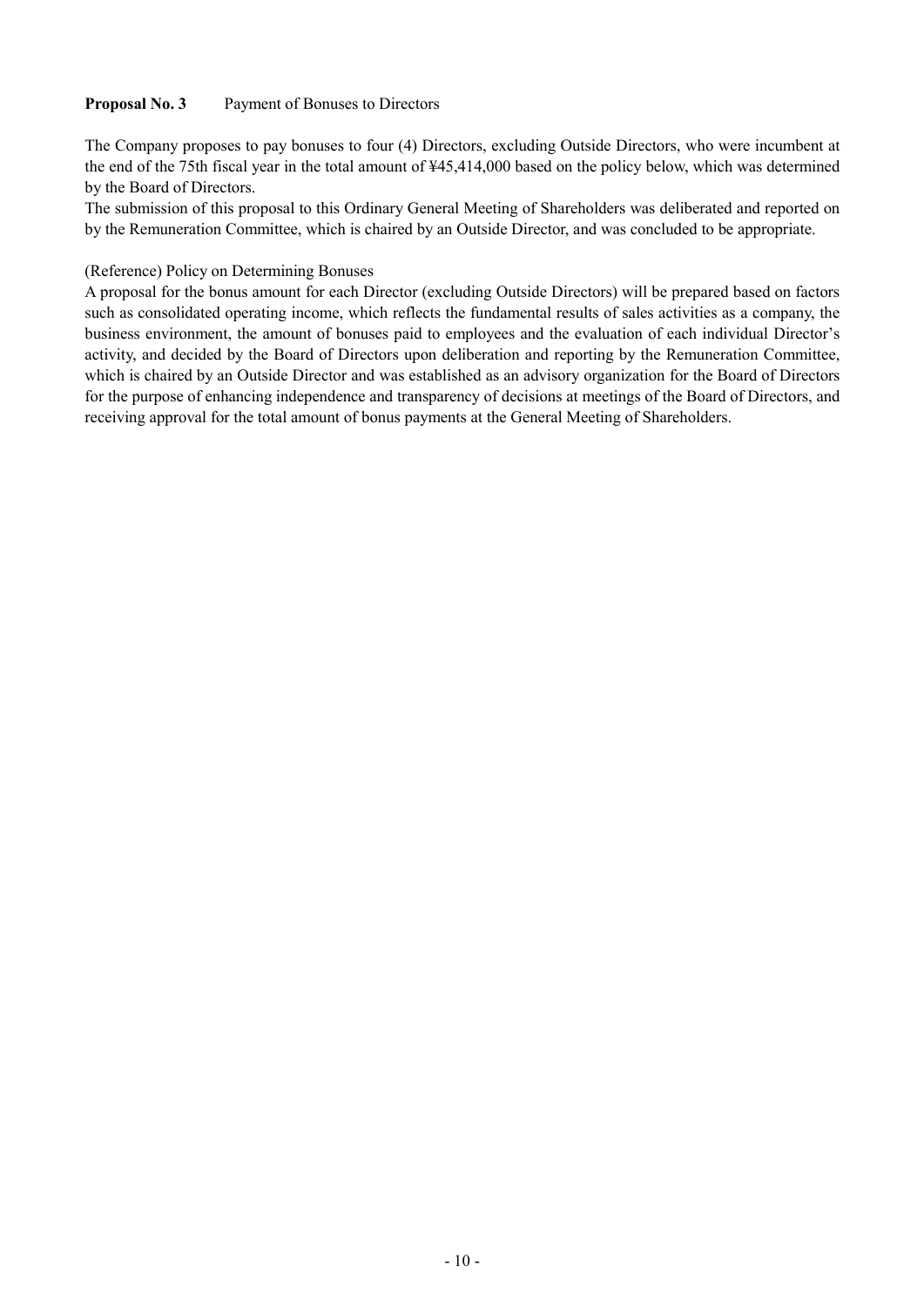**Proposal No. 3** Payment of Bonuses to Directors

The Company proposes to pay bonuses to four (4) Directors, excluding Outside Directors, who were incumbent at the end of the 75th fiscal year in the total amount of ¥45,414,000 based on the policy below, which was determined by the Board of Directors.

The submission of this proposal to this Ordinary General Meeting of Shareholders was deliberated and reported on by the Remuneration Committee, which is chaired by an Outside Director, and was concluded to be appropriate.

(Reference) Policy on Determining Bonuses

A proposal for the bonus amount for each Director (excluding Outside Directors) will be prepared based on factors such as consolidated operating income, which reflects the fundamental results of sales activities as a company, the business environment, the amount of bonuses paid to employees and the evaluation of each individual Director's activity, and decided by the Board of Directors upon deliberation and reporting by the Remuneration Committee, which is chaired by an Outside Director and was established as an advisory organization for the Board of Directors for the purpose of enhancing independence and transparency of decisions at meetings of the Board of Directors, and receiving approval for the total amount of bonus payments at the General Meeting of Shareholders.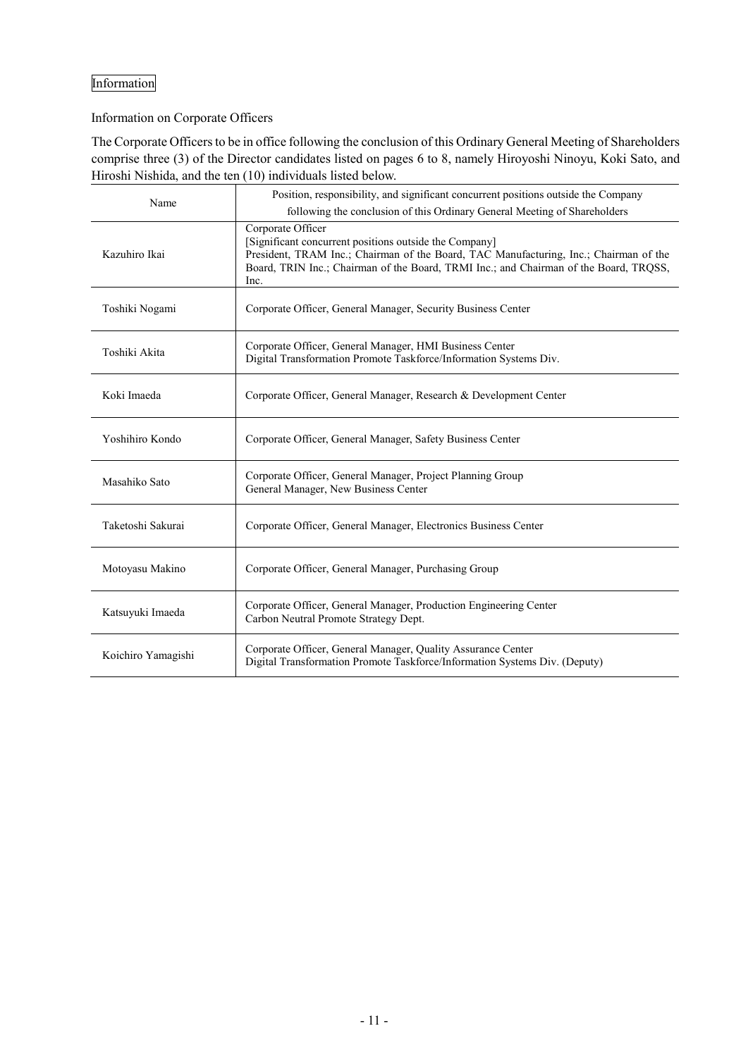Information

Information on Corporate Officers

The Corporate Officers to be in office following the conclusion of this Ordinary General Meeting of Shareholders comprise three (3) of the Director candidates listed on pages 6 to 8, namely Hiroyoshi Ninoyu, Koki Sato, and Hiroshi Nishida, and the ten (10) individuals listed below.

| Name | Position, responsibility, and significant concurrent positions outside the Company following the conclusion of this Ordinary General Meeting of Shareholders |
|---|---|
| Kazuhiro Ikai | Corporate Officer<br>[Significant concurrent positions outside the Company]<br>President, TRAM Inc.; Chairman of the Board, TAC Manufacturing, Inc.; Chairman of the Board, TRIN Inc.; Chairman of the Board, TRMI Inc.; and Chairman of the Board, TRQSS, Inc. |
| Toshiki Nogami | Corporate Officer, General Manager, Security Business Center |
| Toshiki Akita | Corporate Officer, General Manager, HMI Business Center<br>Digital Transformation Promote Taskforce/Information Systems Div. |
| Koki Imaeda | Corporate Officer, General Manager, Research & Development Center |
| Yoshihiro Kondo | Corporate Officer, General Manager, Safety Business Center |
| Masahiko Sato | Corporate Officer, General Manager, Project Planning Group<br>General Manager, New Business Center |
| Taketoshi Sakurai | Corporate Officer, General Manager, Electronics Business Center |
| Motoyasu Makino | Corporate Officer, General Manager, Purchasing Group |
| Katsuyuki Imaeda | Corporate Officer, General Manager, Production Engineering Center<br>Carbon Neutral Promote Strategy Dept. |
| Koichiro Yamagishi | Corporate Officer, General Manager, Quality Assurance Center<br>Digital Transformation Promote Taskforce/Information Systems Div. (Deputy) |